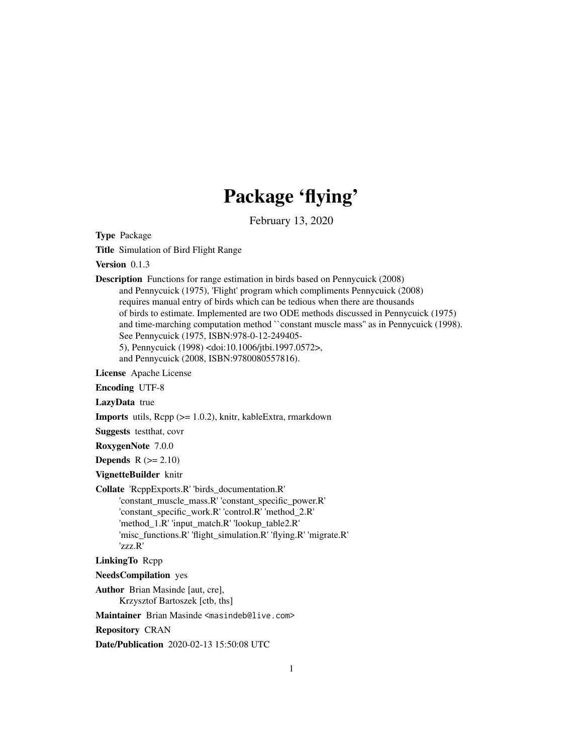# Package 'flying'

February 13, 2020

**Type** Package

**Title** Simulation of Bird Flight Range

**Version** 0.1.3

**Description** Functions for range estimation in birds based on Pennycuick (2008) and Pennycuick (1975), 'Flight' program which compliments Pennycuick (2008) requires manual entry of birds which can be tedious when there are thousands of birds to estimate. Implemented are two ODE methods discussed in Pennycuick (1975) and time-marching computation method ``constant muscle mass'' as in Pennycuick (1998). See Pennycuick (1975, ISBN:978-0-12-249405-5), Pennycuick (1998) <doi:10.1006/jtbi.1997.0572>, and Pennycuick (2008, ISBN:9780080557816).

**License** Apache License

**Encoding** UTF-8

**LazyData** true

**Imports** utils, Rcpp (>= 1.0.2), knitr, kableExtra, rmarkdown

**Suggests** testthat, covr

**RoxygenNote** 7.0.0

**Depends** R (>= 2.10)

**VignetteBuilder** knitr

**Collate** 'RcppExports.R' 'birds_documentation.R' 'constant_muscle_mass.R' 'constant_specific_power.R' 'constant_specific_work.R' 'control.R' 'method_2.R' 'method_1.R' 'input_match.R' 'lookup_table2.R' 'misc_functions.R' 'flight_simulation.R' 'flying.R' 'migrate.R' 'zzz.R'

**LinkingTo** Rcpp

**NeedsCompilation** yes

**Author** Brian Masinde [aut, cre], Krzysztof Bartoszek [ctb, ths]

**Maintainer** Brian Masinde <masindeb@live.com>

**Repository** CRAN

**Date/Publication** 2020-02-13 15:50:08 UTC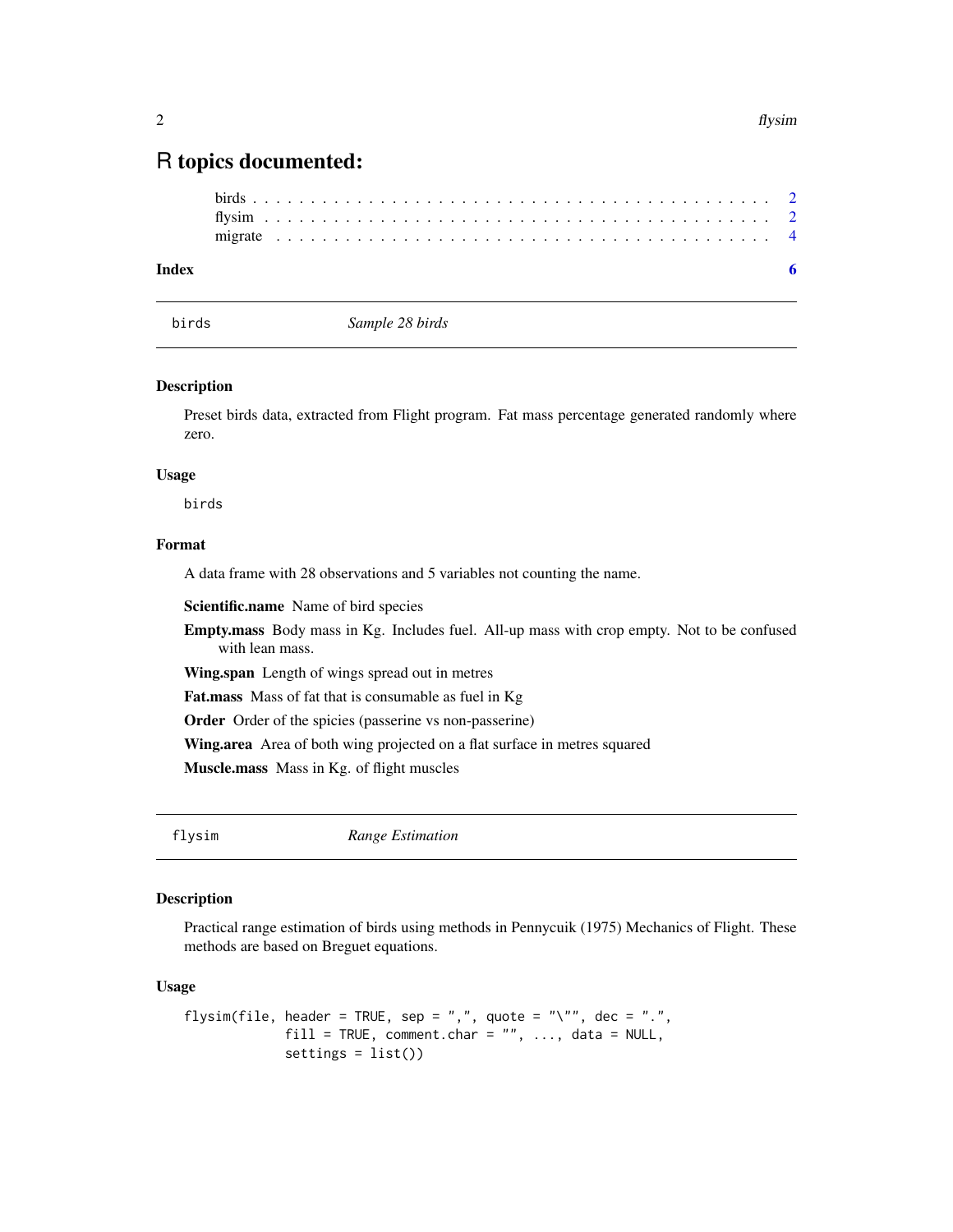# R topics documented:

birds . . . . . . . . . . . . . . . . . . . . . . . . . . . . . . . . . . . . . . . . . 2
flysim . . . . . . . . . . . . . . . . . . . . . . . . . . . . . . . . . . . . . . . . . 2
migrate . . . . . . . . . . . . . . . . . . . . . . . . . . . . . . . . . . . . . . . . 4

**Index** **6**

---

## birds — *Sample 28 birds*

### Description

Preset birds data, extracted from Flight program. Fat mass percentage generated randomly where zero.

### Usage

```
birds
```

### Format

A data frame with 28 observations and 5 variables not counting the name.

**Scientific.name** Name of bird species

**Empty.mass** Body mass in Kg. Includes fuel. All-up mass with crop empty. Not to be confused with lean mass.

**Wing.span** Length of wings spread out in metres

**Fat.mass** Mass of fat that is consumable as fuel in Kg

**Order** Order of the spicies (passerine vs non-passerine)

**Wing.area** Area of both wing projected on a flat surface in metres squared

**Muscle.mass** Mass in Kg. of flight muscles

---

## flysim — *Range Estimation*

### Description

Practical range estimation of birds using methods in Pennycuik (1975) Mechanics of Flight. These methods are based on Breguet equations.

### Usage

```
flysim(file, header = TRUE, sep = ",", quote = "\"", dec = ".",
            fill = TRUE, comment.char = "", ..., data = NULL,
            settings = list())
```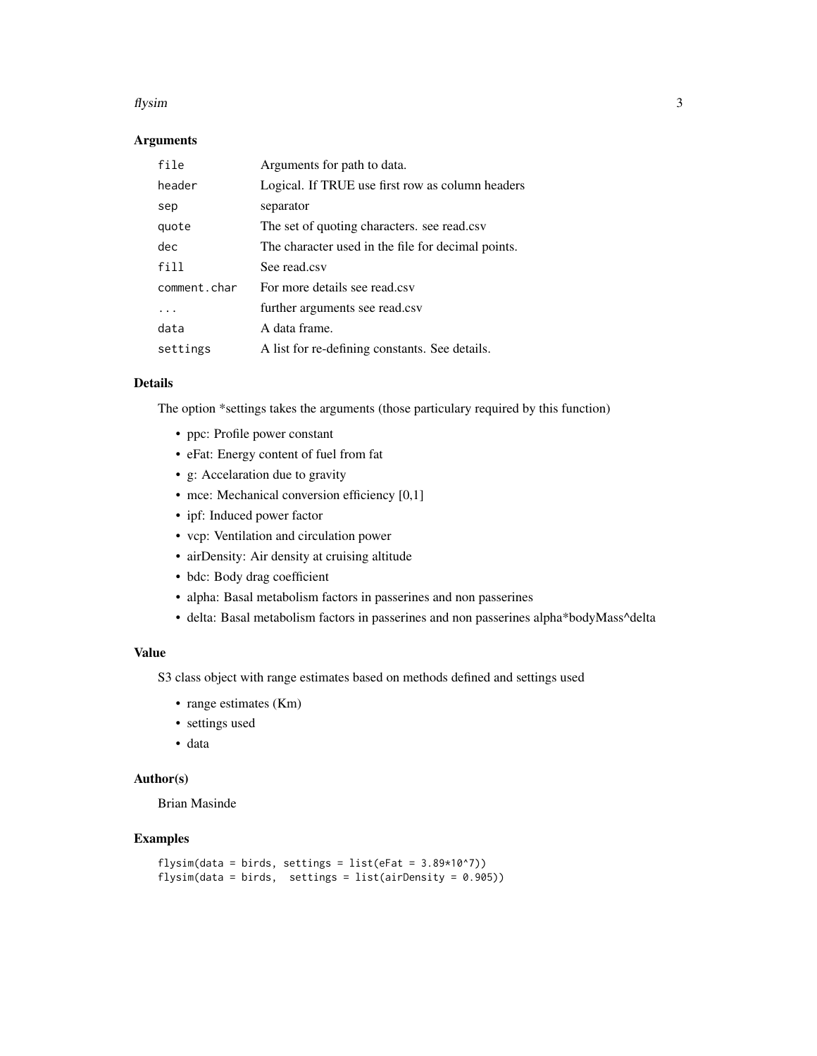## Arguments

| | |
|---|---|
| `file` | Arguments for path to data. |
| `header` | Logical. If TRUE use first row as column headers |
| `sep` | separator |
| `quote` | The set of quoting characters. see read.csv |
| `dec` | The character used in the file for decimal points. |
| `fill` | See read.csv |
| `comment.char` | For more details see read.csv |
| `...` | further arguments see read.csv |
| `data` | A data frame. |
| `settings` | A list for re-defining constants. See details. |

## Details

The option *settings takes the arguments (those particulary required by this function)

- ppc: Profile power constant
- eFat: Energy content of fuel from fat
- g: Accelaration due to gravity
- mce: Mechanical conversion efficiency [0,1]
- ipf: Induced power factor
- vcp: Ventilation and circulation power
- airDensity: Air density at cruising altitude
- bdc: Body drag coefficient
- alpha: Basal metabolism factors in passerines and non passerines
- delta: Basal metabolism factors in passerines and non passerines alpha*bodyMass^delta

## Value

S3 class object with range estimates based on methods defined and settings used

- range estimates (Km)
- settings used
- data

## Author(s)

Brian Masinde

## Examples

```
flysim(data = birds, settings = list(eFat = 3.89*10^7))
flysim(data = birds,  settings = list(airDensity = 0.905))
```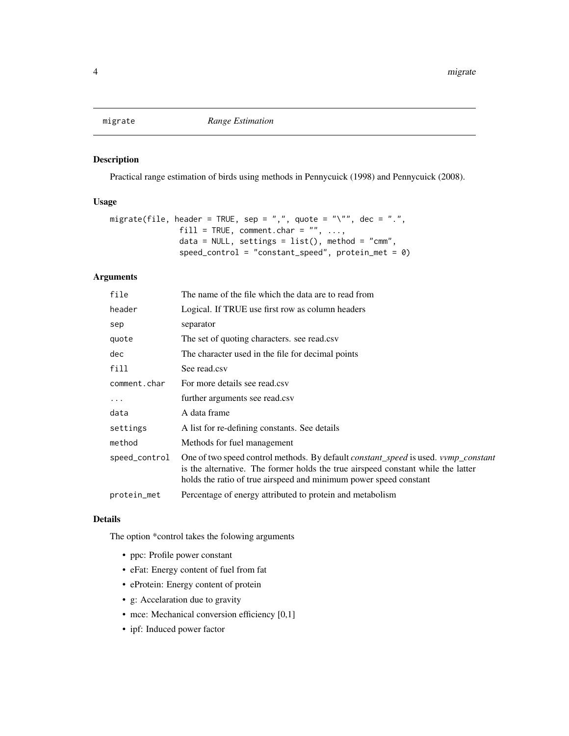migrate *Range Estimation*

## Description

Practical range estimation of birds using methods in Pennycuick (1998) and Pennycuick (2008).

## Usage

```
migrate(file, header = TRUE, sep = ",", quote = "\"", dec = ".",
              fill = TRUE, comment.char = "", ...,
              data = NULL, settings = list(), method = "cmm",
              speed_control = "constant_speed", protein_met = 0)
```

## Arguments

| | |
|---|---|
| `file` | The name of the file which the data are to read from |
| `header` | Logical. If TRUE use first row as column headers |
| `sep` | separator |
| `quote` | The set of quoting characters. see read.csv |
| `dec` | The character used in the file for decimal points |
| `fill` | See read.csv |
| `comment.char` | For more details see read.csv |
| `...` | further arguments see read.csv |
| `data` | A data frame |
| `settings` | A list for re-defining constants. See details |
| `method` | Methods for fuel management |
| `speed_control` | One of two speed control methods. By default *constant_speed* is used. *vvmp_constant* is the alternative. The former holds the true airspeed constant while the latter holds the ratio of true airspeed and minimum power speed constant |
| `protein_met` | Percentage of energy attributed to protein and metabolism |

## Details

The option *control takes the folowing arguments

- ppc: Profile power constant
- eFat: Energy content of fuel from fat
- eProtein: Energy content of protein
- g: Accelaration due to gravity
- mce: Mechanical conversion efficiency [0,1]
- ipf: Induced power factor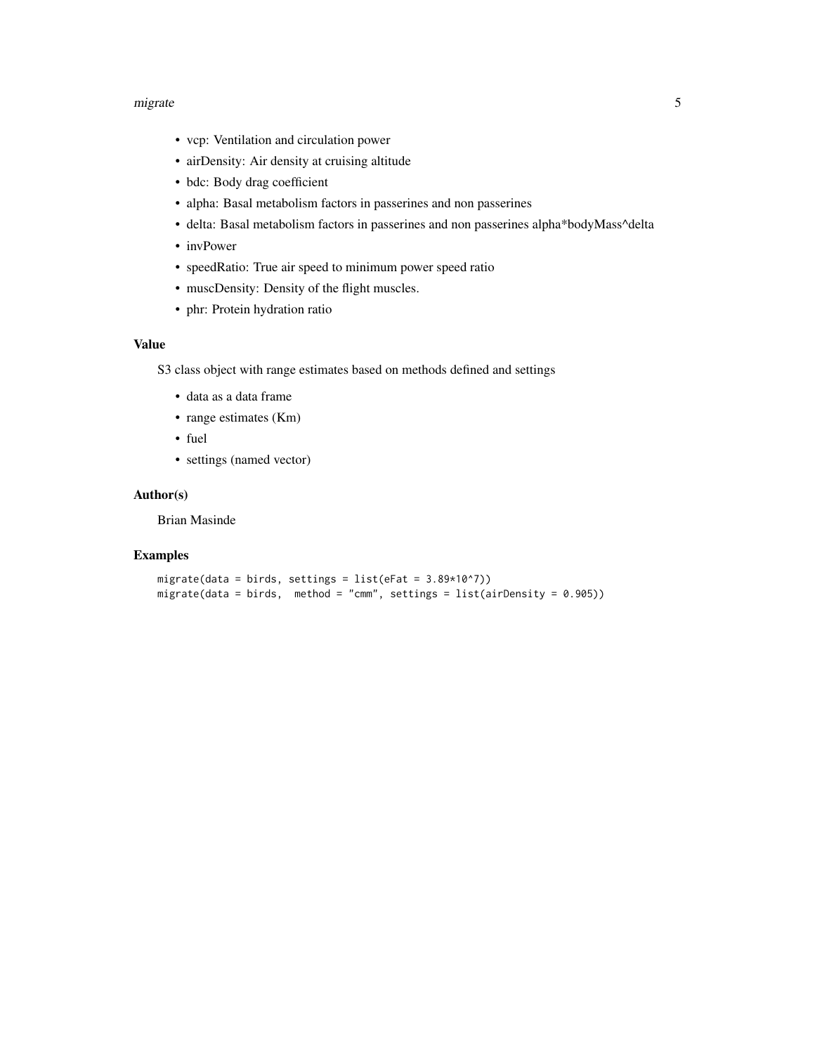- vcp: Ventilation and circulation power
- airDensity: Air density at cruising altitude
- bdc: Body drag coefficient
- alpha: Basal metabolism factors in passerines and non passerines
- delta: Basal metabolism factors in passerines and non passerines alpha*bodyMass^delta
- invPower
- speedRatio: True air speed to minimum power speed ratio
- muscDensity: Density of the flight muscles.
- phr: Protein hydration ratio

## Value

S3 class object with range estimates based on methods defined and settings

- data as a data frame
- range estimates (Km)
- fuel
- settings (named vector)

## Author(s)

Brian Masinde

## Examples

```
migrate(data = birds, settings = list(eFat = 3.89*10^7))
migrate(data = birds,  method = "cmm", settings = list(airDensity = 0.905))
```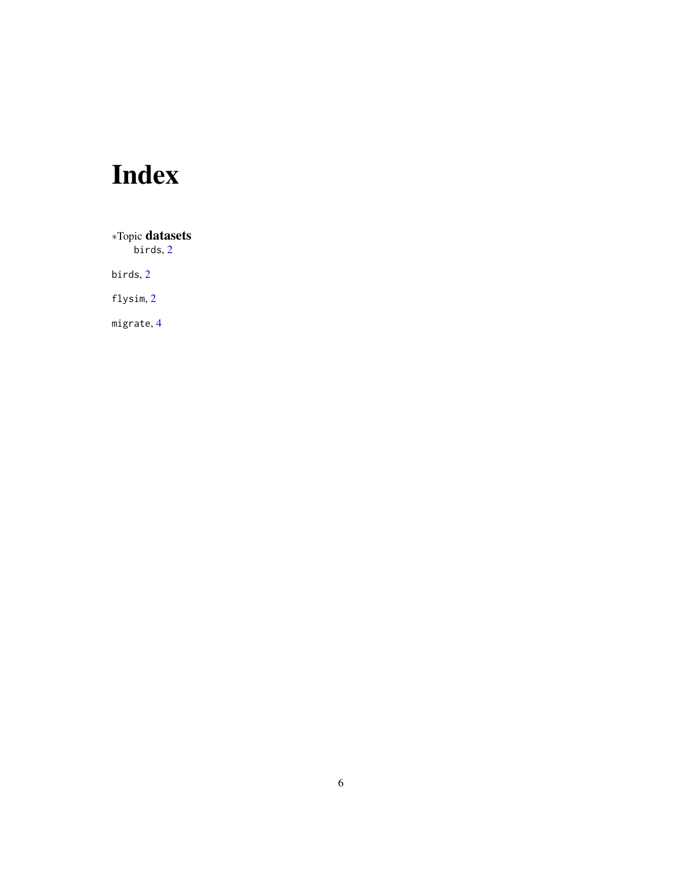# Index

*Topic **datasets**
    `birds`, 2

`birds`, 2

`flysim`, 2

`migrate`, 4